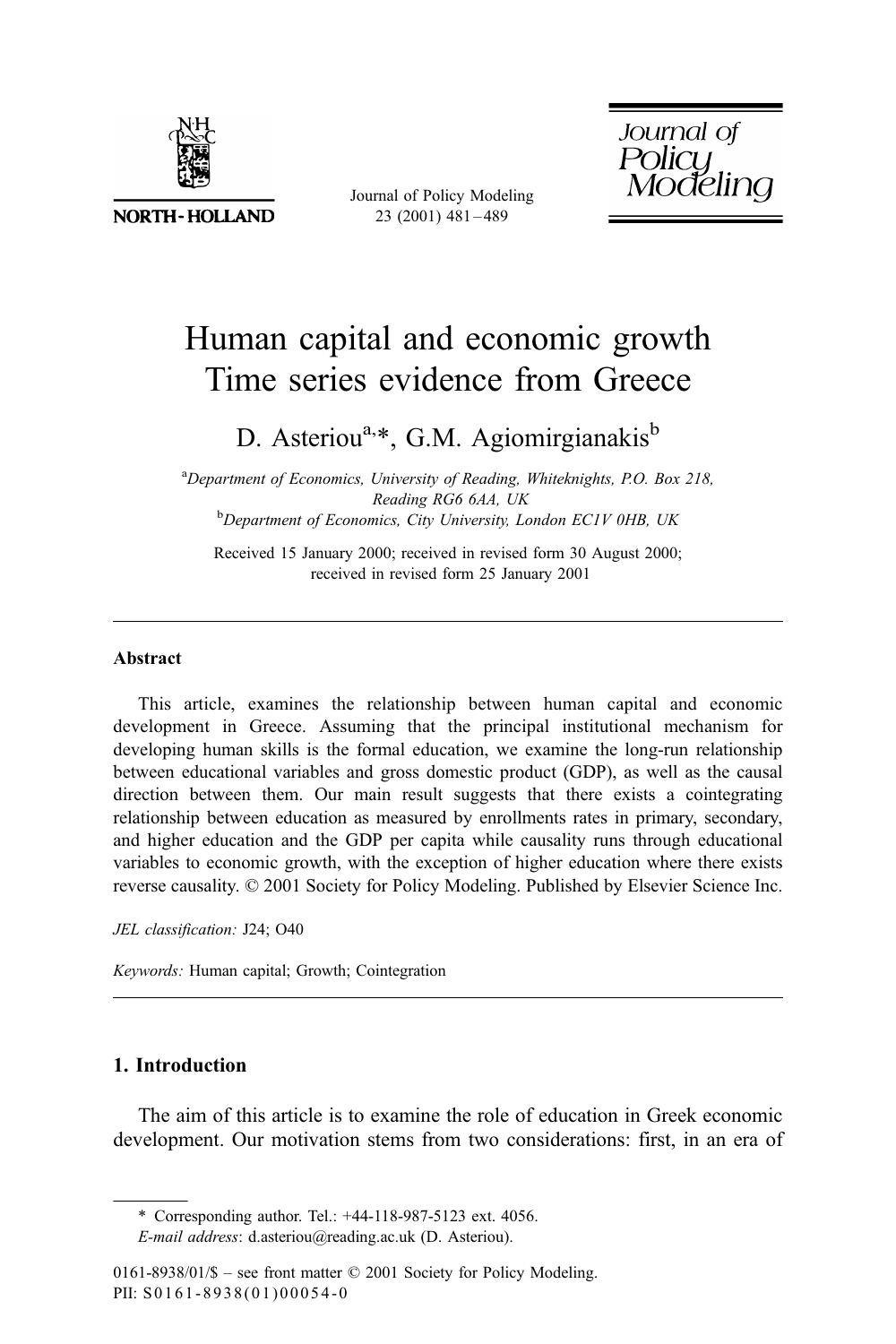# Human capital and economic growth Time series evidence from Greece

D. Asteriou[a,*], G.M. Agiomirgianakis[b]

[a]*Department of Economics, University of Reading, Whiteknights, P.O. Box 218, Reading RG6 6AA, UK*

[b]*Department of Economics, City University, London EC1V 0HB, UK*

Received 15 January 2000; received in revised form 30 August 2000; received in revised form 25 January 2001

---

### Abstract

This article, examines the relationship between human capital and economic development in Greece. Assuming that the principal institutional mechanism for developing human skills is the formal education, we examine the long-run relationship between educational variables and gross domestic product (GDP), as well as the causal direction between them. Our main result suggests that there exists a cointegrating relationship between education as measured by enrollments rates in primary, secondary, and higher education and the GDP per capita while causality runs through educational variables to economic growth, with the exception of higher education where there exists reverse causality. © 2001 Society for Policy Modeling. Published by Elsevier Science Inc.

*JEL classification:* J24; O40

*Keywords:* Human capital; Growth; Cointegration

---

## 1. Introduction

The aim of this article is to examine the role of education in Greek economic development. Our motivation stems from two considerations: first, in an era of

---

\* Corresponding author. Tel.: +44-118-987-5123 ext. 4056.

*E-mail address*: d.asteriou@reading.ac.uk (D. Asteriou).

0161-8938/01/$ – see front matter © 2001 Society for Policy Modeling.
PII: S0161-8938(01)00054-0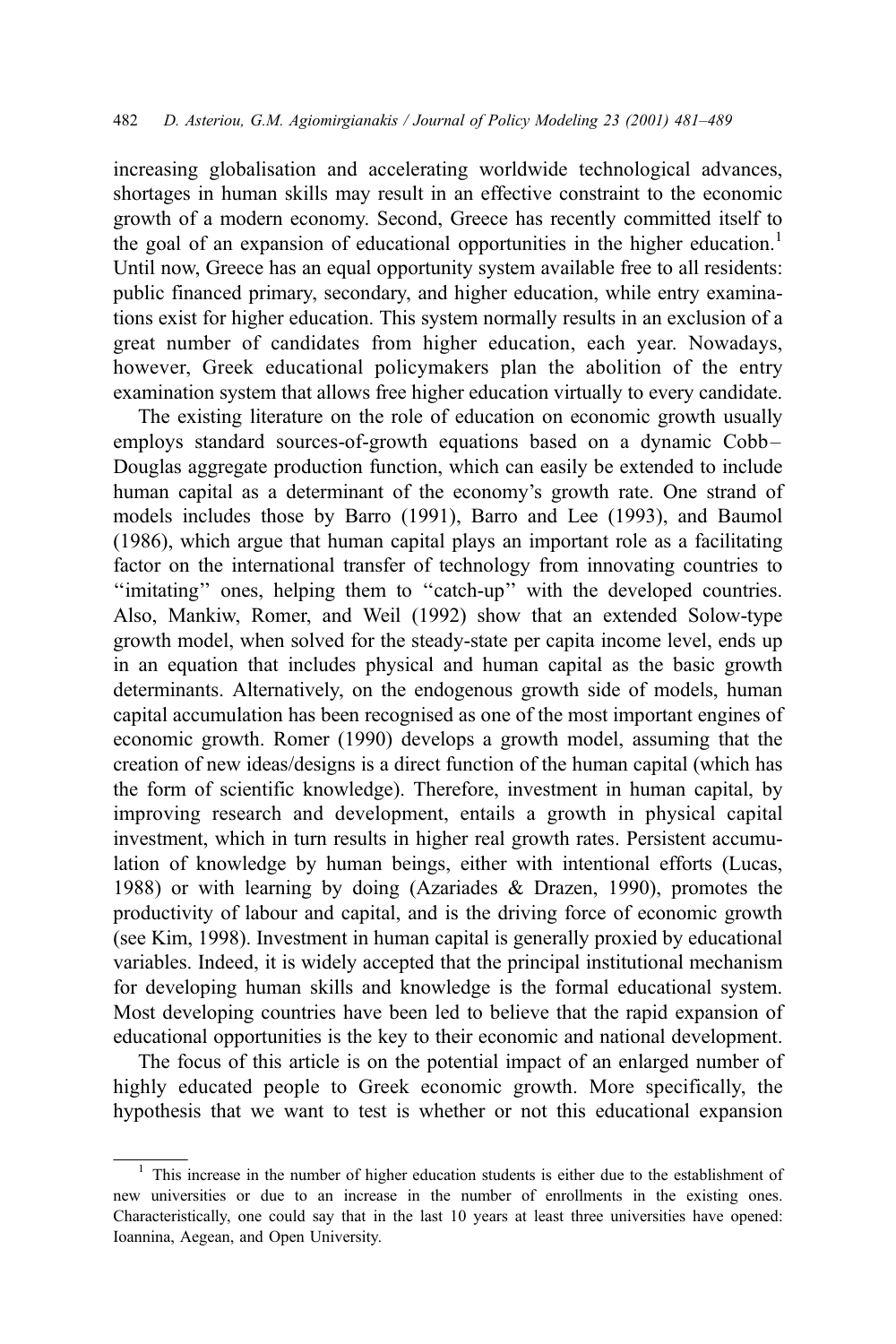increasing globalisation and accelerating worldwide technological advances, shortages in human skills may result in an effective constraint to the economic growth of a modern economy. Second, Greece has recently committed itself to the goal of an expansion of educational opportunities in the higher education.[1] Until now, Greece has an equal opportunity system available free to all residents: public financed primary, secondary, and higher education, while entry examinations exist for higher education. This system normally results in an exclusion of a great number of candidates from higher education, each year. Nowadays, however, Greek educational policymakers plan the abolition of the entry examination system that allows free higher education virtually to every candidate.

The existing literature on the role of education on economic growth usually employs standard sources-of-growth equations based on a dynamic Cobb–Douglas aggregate production function, which can easily be extended to include human capital as a determinant of the economy's growth rate. One strand of models includes those by Barro (1991), Barro and Lee (1993), and Baumol (1986), which argue that human capital plays an important role as a facilitating factor on the international transfer of technology from innovating countries to "imitating" ones, helping them to "catch-up" with the developed countries. Also, Mankiw, Romer, and Weil (1992) show that an extended Solow-type growth model, when solved for the steady-state per capita income level, ends up in an equation that includes physical and human capital as the basic growth determinants. Alternatively, on the endogenous growth side of models, human capital accumulation has been recognised as one of the most important engines of economic growth. Romer (1990) develops a growth model, assuming that the creation of new ideas/designs is a direct function of the human capital (which has the form of scientific knowledge). Therefore, investment in human capital, by improving research and development, entails a growth in physical capital investment, which in turn results in higher real growth rates. Persistent accumulation of knowledge by human beings, either with intentional efforts (Lucas, 1988) or with learning by doing (Azariades & Drazen, 1990), promotes the productivity of labour and capital, and is the driving force of economic growth (see Kim, 1998). Investment in human capital is generally proxied by educational variables. Indeed, it is widely accepted that the principal institutional mechanism for developing human skills and knowledge is the formal educational system. Most developing countries have been led to believe that the rapid expansion of educational opportunities is the key to their economic and national development.

The focus of this article is on the potential impact of an enlarged number of highly educated people to Greek economic growth. More specifically, the hypothesis that we want to test is whether or not this educational expansion

[1] This increase in the number of higher education students is either due to the establishment of new universities or due to an increase in the number of enrollments in the existing ones. Characteristically, one could say that in the last 10 years at least three universities have opened: Ioannina, Aegean, and Open University.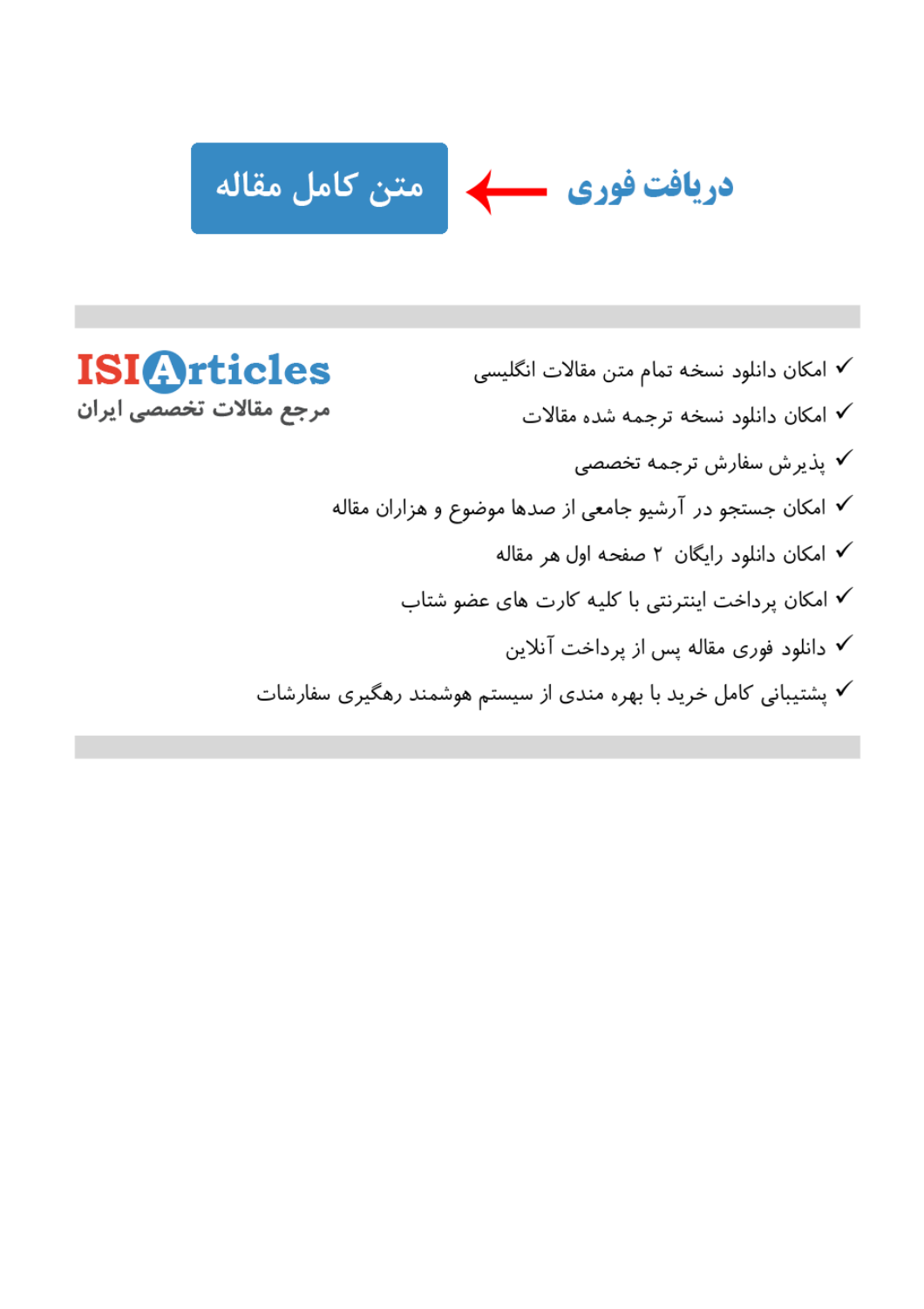دریافت فوری ← متن کامل مقاله

ISIArticles
مرجع مقالات تخصصی ایران

- ✓ امکان دانلود نسخه تمام متن مقالات انگلیسی
- ✓ امکان دانلود نسخه ترجمه شده مقالات
- ✓ پذیرش سفارش ترجمه تخصصی
- ✓ امکان جستجو در آرشیو جامعی از صدها موضوع و هزاران مقاله
- ✓ امکان دانلود رایگان ۲ صفحه اول هر مقاله
- ✓ امکان پرداخت اینترنتی با کلیه کارت های عضو شتاب
- ✓ دانلود فوری مقاله پس از پرداخت آنلاین
- ✓ پشتیبانی کامل خرید با بهره مندی از سیستم هوشمند رهگیری سفارشات